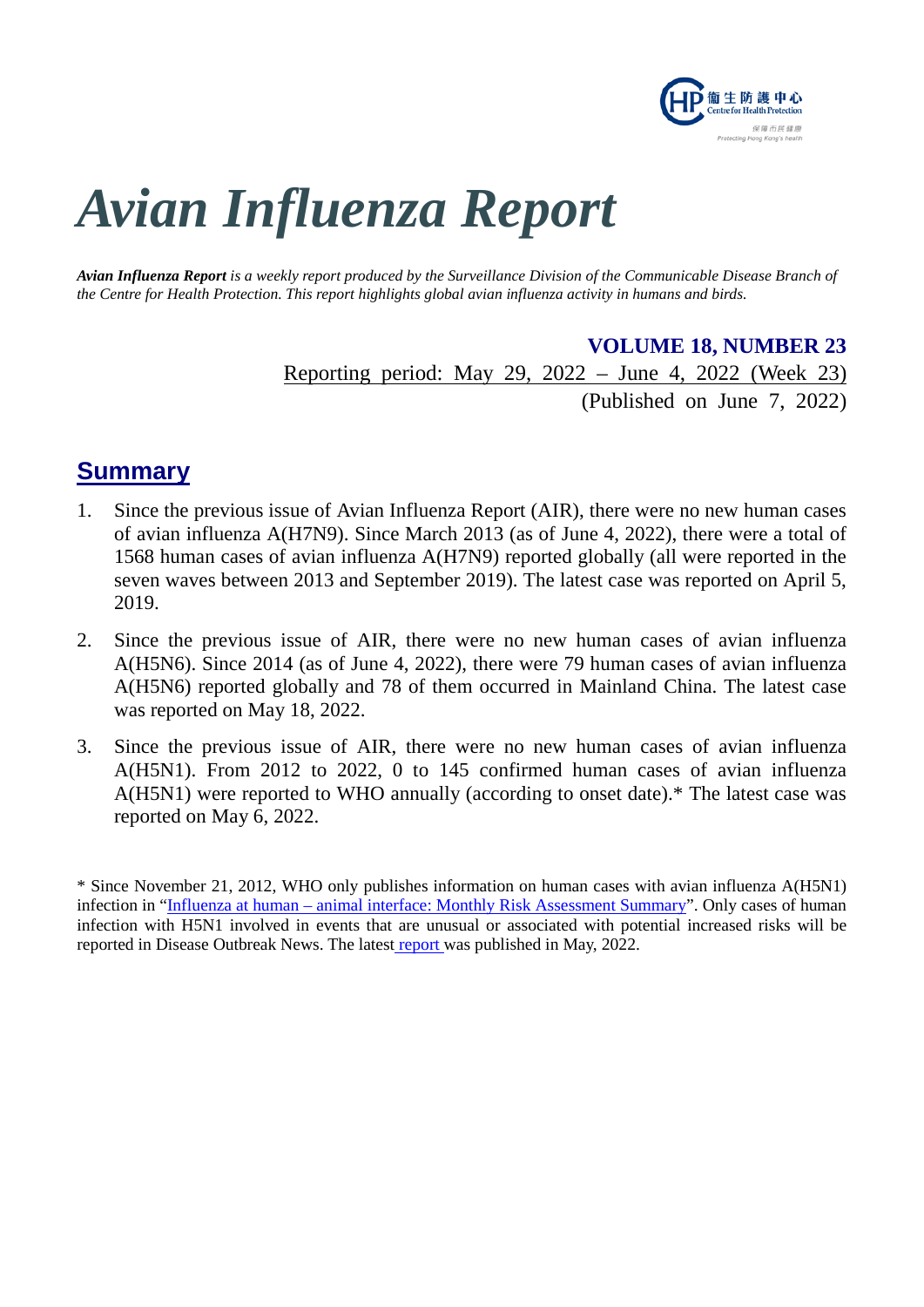# *Avian Influenza Report*

***Avian Influenza Report*** *is a weekly report produced by the Surveillance Division of the Communicable Disease Branch of the Centre for Health Protection. This report highlights global avian influenza activity in humans and birds.*

**VOLUME 18, NUMBER 23**

Reporting period: May 29, 2022 – June 4, 2022 (Week 23)

(Published on June 7, 2022)

## Summary

1. Since the previous issue of Avian Influenza Report (AIR), there were no new human cases of avian influenza A(H7N9). Since March 2013 (as of June 4, 2022), there were a total of 1568 human cases of avian influenza A(H7N9) reported globally (all were reported in the seven waves between 2013 and September 2019). The latest case was reported on April 5, 2019.
2. Since the previous issue of AIR, there were no new human cases of avian influenza A(H5N6). Since 2014 (as of June 4, 2022), there were 79 human cases of avian influenza A(H5N6) reported globally and 78 of them occurred in Mainland China. The latest case was reported on May 18, 2022.
3. Since the previous issue of AIR, there were no new human cases of avian influenza A(H5N1). From 2012 to 2022, 0 to 145 confirmed human cases of avian influenza A(H5N1) were reported to WHO annually (according to onset date).* The latest case was reported on May 6, 2022.

* Since November 21, 2012, WHO only publishes information on human cases with avian influenza A(H5N1) infection in "Influenza at human – animal interface: Monthly Risk Assessment Summary". Only cases of human infection with H5N1 involved in events that are unusual or associated with potential increased risks will be reported in Disease Outbreak News. The latest report was published in May, 2022.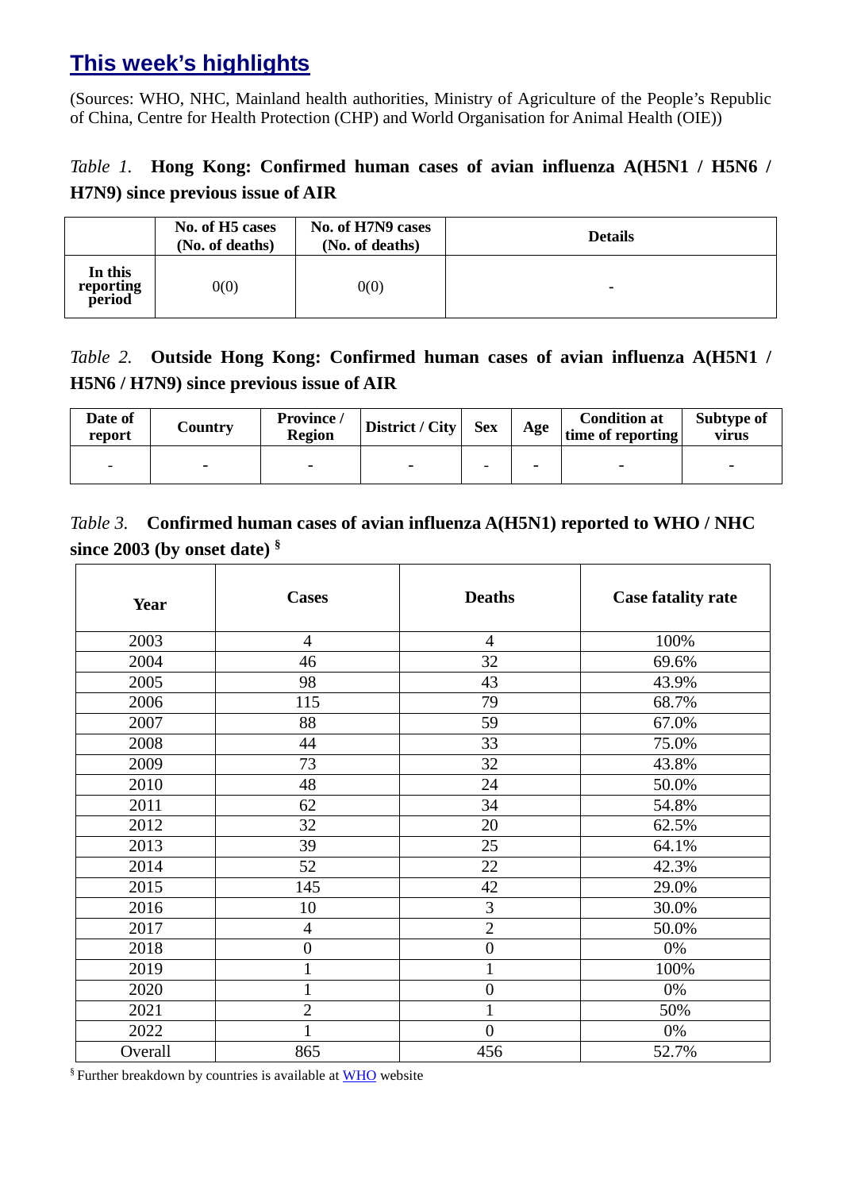## This week's highlights

(Sources: WHO, NHC, Mainland health authorities, Ministry of Agriculture of the People's Republic of China, Centre for Health Protection (CHP) and World Organisation for Animal Health (OIE))

*Table 1.* **Hong Kong: Confirmed human cases of avian influenza A(H5N1 / H5N6 / H7N9) since previous issue of AIR**

| | No. of H5 cases (No. of deaths) | No. of H7N9 cases (No. of deaths) | Details |
|---|---|---|---|
| **In this reporting period** | 0(0) | 0(0) | - |

*Table 2.* **Outside Hong Kong: Confirmed human cases of avian influenza A(H5N1 / H5N6 / H7N9) since previous issue of AIR**

| Date of report | Country | Province / Region | District / City | Sex | Age | Condition at time of reporting | Subtype of virus |
|---|---|---|---|---|---|---|---|
| - | - | - | - | - | - | - | - |

*Table 3.* **Confirmed human cases of avian influenza A(H5N1) reported to WHO / NHC since 2003 (by onset date) §**

| Year | Cases | Deaths | Case fatality rate |
|---|---|---|---|
| 2003 | 4 | 4 | 100% |
| 2004 | 46 | 32 | 69.6% |
| 2005 | 98 | 43 | 43.9% |
| 2006 | 115 | 79 | 68.7% |
| 2007 | 88 | 59 | 67.0% |
| 2008 | 44 | 33 | 75.0% |
| 2009 | 73 | 32 | 43.8% |
| 2010 | 48 | 24 | 50.0% |
| 2011 | 62 | 34 | 54.8% |
| 2012 | 32 | 20 | 62.5% |
| 2013 | 39 | 25 | 64.1% |
| 2014 | 52 | 22 | 42.3% |
| 2015 | 145 | 42 | 29.0% |
| 2016 | 10 | 3 | 30.0% |
| 2017 | 4 | 2 | 50.0% |
| 2018 | 0 | 0 | 0% |
| 2019 | 1 | 1 | 100% |
| 2020 | 1 | 0 | 0% |
| 2021 | 2 | 1 | 50% |
| 2022 | 1 | 0 | 0% |
| Overall | 865 | 456 | 52.7% |

§ Further breakdown by countries is available at WHO website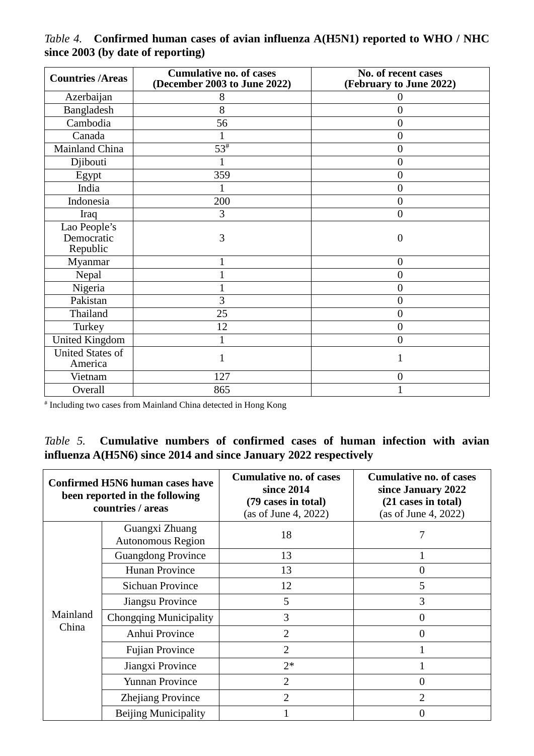*Table 4.* **Confirmed human cases of avian influenza A(H5N1) reported to WHO / NHC since 2003 (by date of reporting)**

| Countries /Areas | Cumulative no. of cases (December 2003 to June 2022) | No. of recent cases (February to June 2022) |
|---|---|---|
| Azerbaijan | 8 | 0 |
| Bangladesh | 8 | 0 |
| Cambodia | 56 | 0 |
| Canada | 1 | 0 |
| Mainland China | 53# | 0 |
| Djibouti | 1 | 0 |
| Egypt | 359 | 0 |
| India | 1 | 0 |
| Indonesia | 200 | 0 |
| Iraq | 3 | 0 |
| Lao People's Democratic Republic | 3 | 0 |
| Myanmar | 1 | 0 |
| Nepal | 1 | 0 |
| Nigeria | 1 | 0 |
| Pakistan | 3 | 0 |
| Thailand | 25 | 0 |
| Turkey | 12 | 0 |
| United Kingdom | 1 | 0 |
| United States of America | 1 | 1 |
| Vietnam | 127 | 0 |
| Overall | 865 | 1 |

# Including two cases from Mainland China detected in Hong Kong

*Table 5.* **Cumulative numbers of confirmed cases of human infection with avian influenza A(H5N6) since 2014 and since January 2022 respectively**

| Confirmed H5N6 human cases have been reported in the following countries / areas | | Cumulative no. of cases since 2014 (79 cases in total) (as of June 4, 2022) | Cumulative no. of cases since January 2022 (21 cases in total) (as of June 4, 2022) |
|---|---|---|---|
| Mainland China | Guangxi Zhuang Autonomous Region | 18 | 7 |
| | Guangdong Province | 13 | 1 |
| | Hunan Province | 13 | 0 |
| | Sichuan Province | 12 | 5 |
| | Jiangsu Province | 5 | 3 |
| | Chongqing Municipality | 3 | 0 |
| | Anhui Province | 2 | 0 |
| | Fujian Province | 2 | 1 |
| | Jiangxi Province | 2* | 1 |
| | Yunnan Province | 2 | 0 |
| | Zhejiang Province | 2 | 2 |
| | Beijing Municipality | 1 | 0 |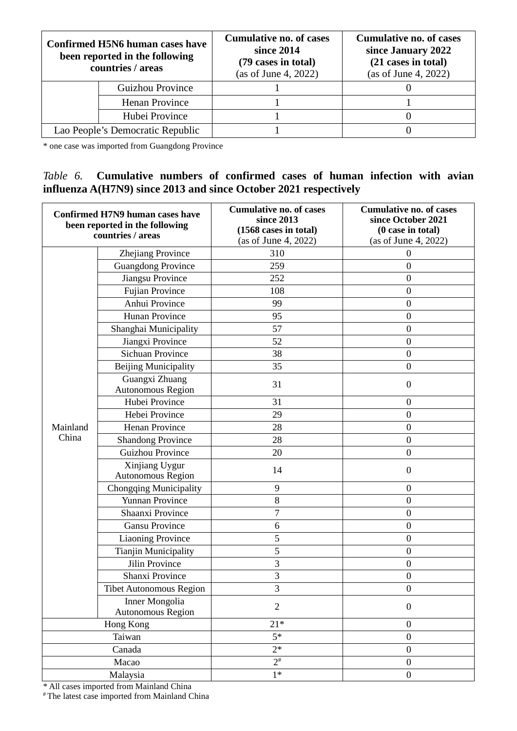| Confirmed H5N6 human cases have been reported in the following countries / areas | | Cumulative no. of cases since 2014 (79 cases in total) (as of June 4, 2022) | Cumulative no. of cases since January 2022 (21 cases in total) (as of June 4, 2022) |
|---|---|---|---|
| | Guizhou Province | 1 | 0 |
| | Henan Province | 1 | 1 |
| | Hubei Province | 1 | 0 |
| Lao People's Democratic Republic | | 1 | 0 |

\* one case was imported from Guangdong Province

*Table 6.* **Cumulative numbers of confirmed cases of human infection with avian influenza A(H7N9) since 2013 and since October 2021 respectively**

| Confirmed H7N9 human cases have been reported in the following countries / areas | | Cumulative no. of cases since 2013 (1568 cases in total) (as of June 4, 2022) | Cumulative no. of cases since October 2021 (0 case in total) (as of June 4, 2022) |
|---|---|---|---|
| Mainland China | Zhejiang Province | 310 | 0 |
| | Guangdong Province | 259 | 0 |
| | Jiangsu Province | 252 | 0 |
| | Fujian Province | 108 | 0 |
| | Anhui Province | 99 | 0 |
| | Hunan Province | 95 | 0 |
| | Shanghai Municipality | 57 | 0 |
| | Jiangxi Province | 52 | 0 |
| | Sichuan Province | 38 | 0 |
| | Beijing Municipality | 35 | 0 |
| | Guangxi Zhuang Autonomous Region | 31 | 0 |
| | Hubei Province | 31 | 0 |
| | Hebei Province | 29 | 0 |
| | Henan Province | 28 | 0 |
| | Shandong Province | 28 | 0 |
| | Guizhou Province | 20 | 0 |
| | Xinjiang Uygur Autonomous Region | 14 | 0 |
| | Chongqing Municipality | 9 | 0 |
| | Yunnan Province | 8 | 0 |
| | Shaanxi Province | 7 | 0 |
| | Gansu Province | 6 | 0 |
| | Liaoning Province | 5 | 0 |
| | Tianjin Municipality | 5 | 0 |
| | Jilin Province | 3 | 0 |
| | Shanxi Province | 3 | 0 |
| | Tibet Autonomous Region | 3 | 0 |
| | Inner Mongolia Autonomous Region | 2 | 0 |
| Hong Kong | | 21* | 0 |
| Taiwan | | 5* | 0 |
| Canada | | 2* | 0 |
| Macao | | 2# | 0 |
| Malaysia | | 1* | 0 |

\* All cases imported from Mainland China
# The latest case imported from Mainland China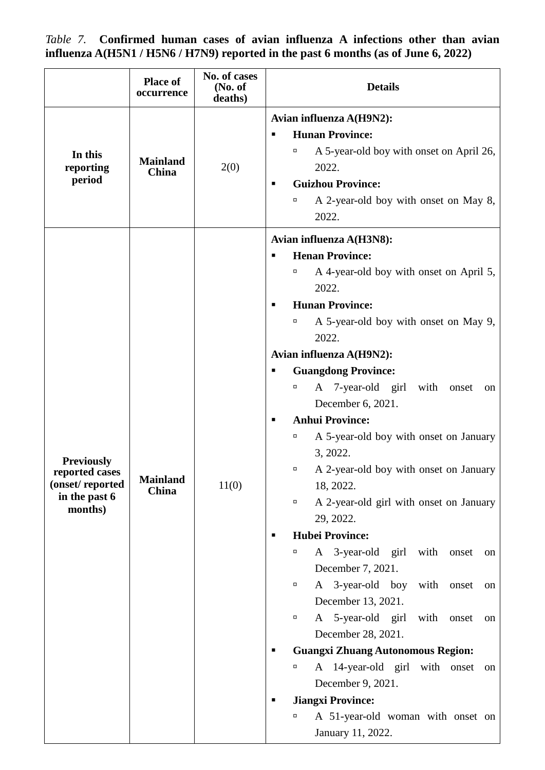*Table 7.* **Confirmed human cases of avian influenza A infections other than avian influenza A(H5N1 / H5N6 / H7N9) reported in the past 6 months (as of June 6, 2022)**

| | Place of occurrence | No. of cases (No. of deaths) | Details |
|---|---|---|---|
| **In this reporting period** | **Mainland China** | 2(0) | **Avian influenza A(H9N2):**<br>▪ **Hunan Province:**<br>▫ A 5-year-old boy with onset on April 26, 2022.<br>▪ **Guizhou Province:**<br>▫ A 2-year-old boy with onset on May 8, 2022. |
| **Previously reported cases (onset/ reported in the past 6 months)** | **Mainland China** | 11(0) | **Avian influenza A(H3N8):**<br>▪ **Henan Province:**<br>▫ A 4-year-old boy with onset on April 5, 2022.<br>▪ **Hunan Province:**<br>▫ A 5-year-old boy with onset on May 9, 2022.<br>**Avian influenza A(H9N2):**<br>▪ **Guangdong Province:**<br>▫ A 7-year-old girl with onset on December 6, 2021.<br>▪ **Anhui Province:**<br>▫ A 5-year-old boy with onset on January 3, 2022.<br>▫ A 2-year-old boy with onset on January 18, 2022.<br>▫ A 2-year-old girl with onset on January 29, 2022.<br>▪ **Hubei Province:**<br>▫ A 3-year-old girl with onset on December 7, 2021.<br>▫ A 3-year-old boy with onset on December 13, 2021.<br>▫ A 5-year-old girl with onset on December 28, 2021.<br>▪ **Guangxi Zhuang Autonomous Region:**<br>▫ A 14-year-old girl with onset on December 9, 2021.<br>▪ **Jiangxi Province:**<br>▫ A 51-year-old woman with onset on January 11, 2022. |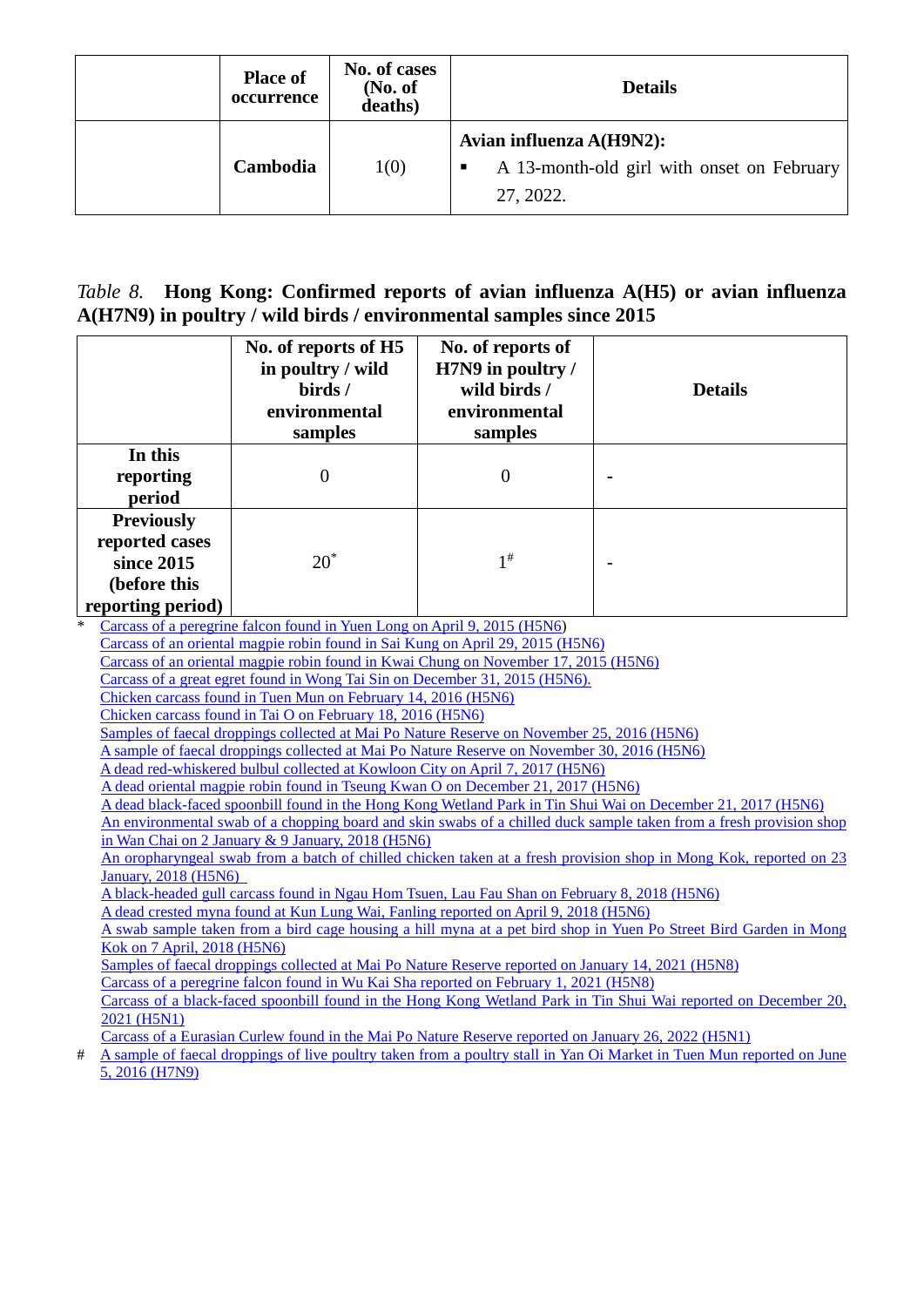| | Place of occurrence | No. of cases (No. of deaths) | Details |
|---|---|---|---|
| | Cambodia | 1(0) | **Avian influenza A(H9N2):**<br>▪ A 13-month-old girl with onset on February 27, 2022. |

*Table 8.* **Hong Kong: Confirmed reports of avian influenza A(H5) or avian influenza A(H7N9) in poultry / wild birds / environmental samples since 2015**

| | No. of reports of H5 in poultry / wild birds / environmental samples | No. of reports of H7N9 in poultry / wild birds / environmental samples | Details |
|---|---|---|---|
| **In this reporting period** | 0 | 0 | - |
| **Previously reported cases since 2015 (before this reporting period)** | 20* | 1# | - |

\* Carcass of a peregrine falcon found in Yuen Long on April 9, 2015 (H5N6)
Carcass of an oriental magpie robin found in Sai Kung on April 29, 2015 (H5N6)
Carcass of an oriental magpie robin found in Kwai Chung on November 17, 2015 (H5N6)
Carcass of a great egret found in Wong Tai Sin on December 31, 2015 (H5N6).
Chicken carcass found in Tuen Mun on February 14, 2016 (H5N6)
Chicken carcass found in Tai O on February 18, 2016 (H5N6)
Samples of faecal droppings collected at Mai Po Nature Reserve on November 25, 2016 (H5N6)
A sample of faecal droppings collected at Mai Po Nature Reserve on November 30, 2016 (H5N6)
A dead red-whiskered bulbul collected at Kowloon City on April 7, 2017 (H5N6)
A dead oriental magpie robin found in Tseung Kwan O on December 21, 2017 (H5N6)
A dead black-faced spoonbill found in the Hong Kong Wetland Park in Tin Shui Wai on December 21, 2017 (H5N6)
An environmental swab of a chopping board and skin swabs of a chilled duck sample taken from a fresh provision shop in Wan Chai on 2 January & 9 January, 2018 (H5N6)
An oropharyngeal swab from a batch of chilled chicken taken at a fresh provision shop in Mong Kok, reported on 23 January, 2018 (H5N6)
A black-headed gull carcass found in Ngau Hom Tsuen, Lau Fau Shan on February 8, 2018 (H5N6)
A dead crested myna found at Kun Lung Wai, Fanling reported on April 9, 2018 (H5N6)
A swab sample taken from a bird cage housing a hill myna at a pet bird shop in Yuen Po Street Bird Garden in Mong Kok on 7 April, 2018 (H5N6)
Samples of faecal droppings collected at Mai Po Nature Reserve reported on January 14, 2021 (H5N8)
Carcass of a peregrine falcon found in Wu Kai Sha reported on February 1, 2021 (H5N8)
Carcass of a black-faced spoonbill found in the Hong Kong Wetland Park in Tin Shui Wai reported on December 20, 2021 (H5N1)
Carcass of a Eurasian Curlew found in the Mai Po Nature Reserve reported on January 26, 2022 (H5N1)

\# A sample of faecal droppings of live poultry taken from a poultry stall in Yan Oi Market in Tuen Mun reported on June 5, 2016 (H7N9)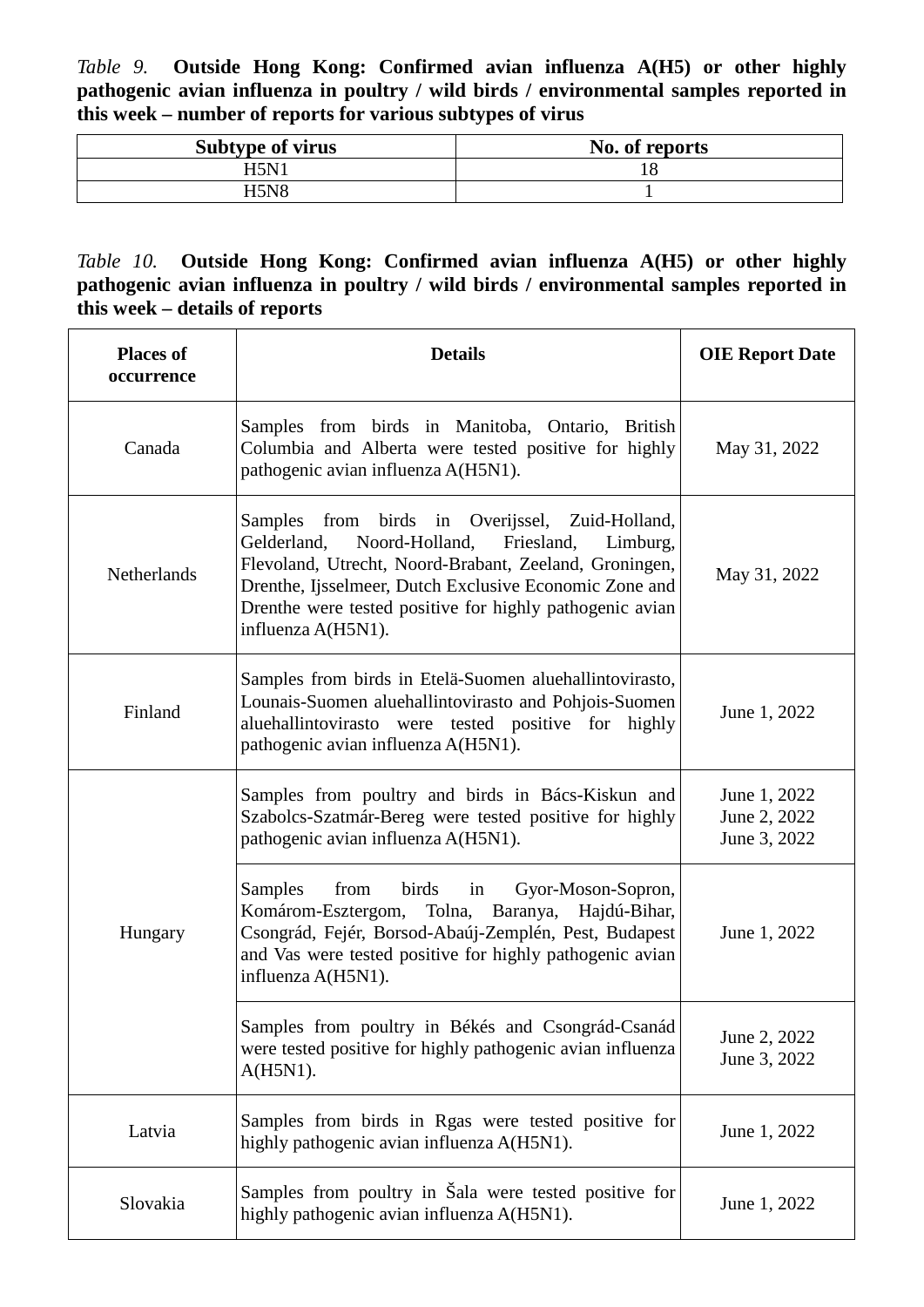*Table 9.* **Outside Hong Kong: Confirmed avian influenza A(H5) or other highly pathogenic avian influenza in poultry / wild birds / environmental samples reported in this week – number of reports for various subtypes of virus**

| Subtype of virus | No. of reports |
|---|---|
| H5N1 | 18 |
| H5N8 | 1 |

*Table 10.* **Outside Hong Kong: Confirmed avian influenza A(H5) or other highly pathogenic avian influenza in poultry / wild birds / environmental samples reported in this week – details of reports**

| Places of occurrence | Details | OIE Report Date |
|---|---|---|
| Canada | Samples from birds in Manitoba, Ontario, British Columbia and Alberta were tested positive for highly pathogenic avian influenza A(H5N1). | May 31, 2022 |
| Netherlands | Samples from birds in Overijssel, Zuid-Holland, Gelderland, Noord-Holland, Friesland, Limburg, Flevoland, Utrecht, Noord-Brabant, Zeeland, Groningen, Drenthe, Ijsselmeer, Dutch Exclusive Economic Zone and Drenthe were tested positive for highly pathogenic avian influenza A(H5N1). | May 31, 2022 |
| Finland | Samples from birds in Etelä-Suomen aluehallintovirasto, Lounais-Suomen aluehallintovirasto and Pohjois-Suomen aluehallintovirasto were tested positive for highly pathogenic avian influenza A(H5N1). | June 1, 2022 |
| Hungary | Samples from poultry and birds in Bács-Kiskun and Szabolcs-Szatmár-Bereg were tested positive for highly pathogenic avian influenza A(H5N1). | June 1, 2022<br>June 2, 2022<br>June 3, 2022 |
| | Samples from birds in Gyor-Moson-Sopron, Komárom-Esztergom, Tolna, Baranya, Hajdú-Bihar, Csongrád, Fejér, Borsod-Abaúj-Zemplén, Pest, Budapest and Vas were tested positive for highly pathogenic avian influenza A(H5N1). | June 1, 2022 |
| | Samples from poultry in Békés and Csongrád-Csanád were tested positive for highly pathogenic avian influenza A(H5N1). | June 2, 2022<br>June 3, 2022 |
| Latvia | Samples from birds in Rgas were tested positive for highly pathogenic avian influenza A(H5N1). | June 1, 2022 |
| Slovakia | Samples from poultry in Šala were tested positive for highly pathogenic avian influenza A(H5N1). | June 1, 2022 |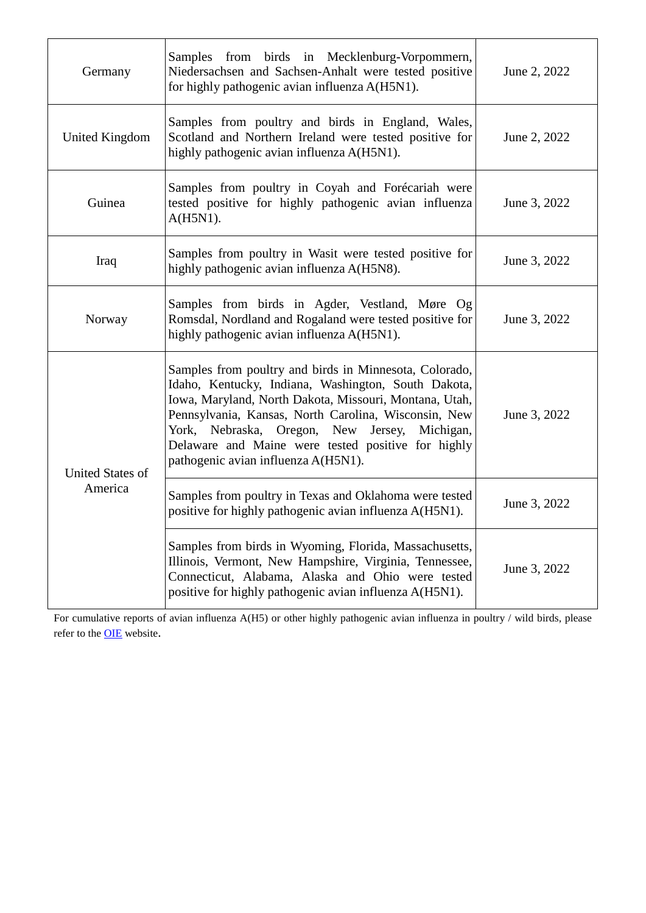| | | |
|---|---|---|
| Germany | Samples from birds in Mecklenburg-Vorpommern, Niedersachsen and Sachsen-Anhalt were tested positive for highly pathogenic avian influenza A(H5N1). | June 2, 2022 |
| United Kingdom | Samples from poultry and birds in England, Wales, Scotland and Northern Ireland were tested positive for highly pathogenic avian influenza A(H5N1). | June 2, 2022 |
| Guinea | Samples from poultry in Coyah and Forécariah were tested positive for highly pathogenic avian influenza A(H5N1). | June 3, 2022 |
| Iraq | Samples from poultry in Wasit were tested positive for highly pathogenic avian influenza A(H5N8). | June 3, 2022 |
| Norway | Samples from birds in Agder, Vestland, Møre Og Romsdal, Nordland and Rogaland were tested positive for highly pathogenic avian influenza A(H5N1). | June 3, 2022 |
| United States of America | Samples from poultry and birds in Minnesota, Colorado, Idaho, Kentucky, Indiana, Washington, South Dakota, Iowa, Maryland, North Dakota, Missouri, Montana, Utah, Pennsylvania, Kansas, North Carolina, Wisconsin, New York, Nebraska, Oregon, New Jersey, Michigan, Delaware and Maine were tested positive for highly pathogenic avian influenza A(H5N1). | June 3, 2022 |
| | Samples from poultry in Texas and Oklahoma were tested positive for highly pathogenic avian influenza A(H5N1). | June 3, 2022 |
| | Samples from birds in Wyoming, Florida, Massachusetts, Illinois, Vermont, New Hampshire, Virginia, Tennessee, Connecticut, Alabama, Alaska and Ohio were tested positive for highly pathogenic avian influenza A(H5N1). | June 3, 2022 |

For cumulative reports of avian influenza A(H5) or other highly pathogenic avian influenza in poultry / wild birds, please refer to the OIE website.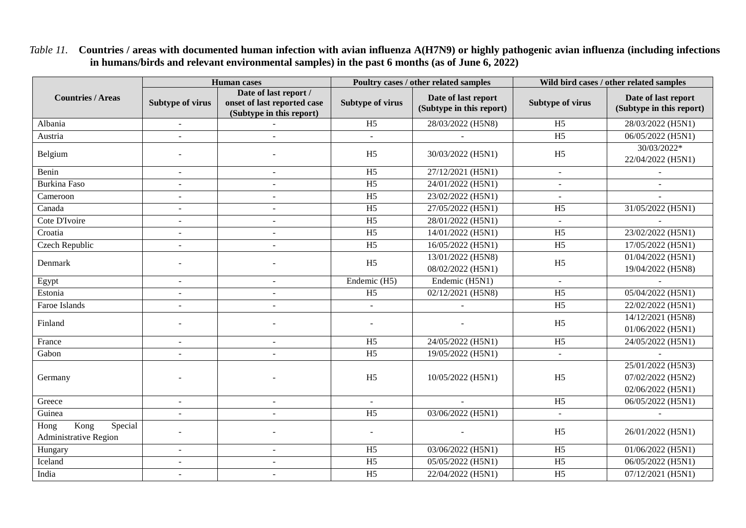*Table 11.* **Countries / areas with documented human infection with avian influenza A(H7N9) or highly pathogenic avian influenza (including infections in humans/birds and relevant environmental samples) in the past 6 months (as of June 6, 2022)**

| Countries / Areas | Human cases | | Poultry cases / other related samples | | Wild bird cases / other related samples | |
|---|---|---|---|---|---|---|
| | Subtype of virus | Date of last report / onset of last reported case (Subtype in this report) | Subtype of virus | Date of last report (Subtype in this report) | Subtype of virus | Date of last report (Subtype in this report) |
| Albania | - | - | H5 | 28/03/2022 (H5N8) | H5 | 28/03/2022 (H5N1) |
| Austria | - | - | - | - | H5 | 06/05/2022 (H5N1) |
| Belgium | - | - | H5 | 30/03/2022 (H5N1) | H5 | 30/03/2022* 22/04/2022 (H5N1) |
| Benin | - | - | H5 | 27/12/2021 (H5N1) | - | - |
| Burkina Faso | - | - | H5 | 24/01/2022 (H5N1) | - | - |
| Cameroon | - | - | H5 | 23/02/2022 (H5N1) | - | - |
| Canada | - | - | H5 | 27/05/2022 (H5N1) | H5 | 31/05/2022 (H5N1) |
| Cote D'Ivoire | - | - | H5 | 28/01/2022 (H5N1) | - | - |
| Croatia | - | - | H5 | 14/01/2022 (H5N1) | H5 | 23/02/2022 (H5N1) |
| Czech Republic | - | - | H5 | 16/05/2022 (H5N1) | H5 | 17/05/2022 (H5N1) |
| Denmark | - | - | H5 | 13/01/2022 (H5N8) 08/02/2022 (H5N1) | H5 | 01/04/2022 (H5N1) 19/04/2022 (H5N8) |
| Egypt | - | - | Endemic (H5) | Endemic (H5N1) | - | - |
| Estonia | - | - | H5 | 02/12/2021 (H5N8) | H5 | 05/04/2022 (H5N1) |
| Faroe Islands | - | - | - | - | H5 | 22/02/2022 (H5N1) |
| Finland | - | - | - | - | H5 | 14/12/2021 (H5N8) 01/06/2022 (H5N1) |
| France | - | - | H5 | 24/05/2022 (H5N1) | H5 | 24/05/2022 (H5N1) |
| Gabon | - | - | H5 | 19/05/2022 (H5N1) | - | - |
| Germany | - | - | H5 | 10/05/2022 (H5N1) | H5 | 25/01/2022 (H5N3) 07/02/2022 (H5N2) 02/06/2022 (H5N1) |
| Greece | - | - | - | - | H5 | 06/05/2022 (H5N1) |
| Guinea | - | - | H5 | 03/06/2022 (H5N1) | - | - |
| Hong Kong Special Administrative Region | - | - | - | - | H5 | 26/01/2022 (H5N1) |
| Hungary | - | - | H5 | 03/06/2022 (H5N1) | H5 | 01/06/2022 (H5N1) |
| Iceland | - | - | H5 | 05/05/2022 (H5N1) | H5 | 06/05/2022 (H5N1) |
| India | - | - | H5 | 22/04/2022 (H5N1) | H5 | 07/12/2021 (H5N1) |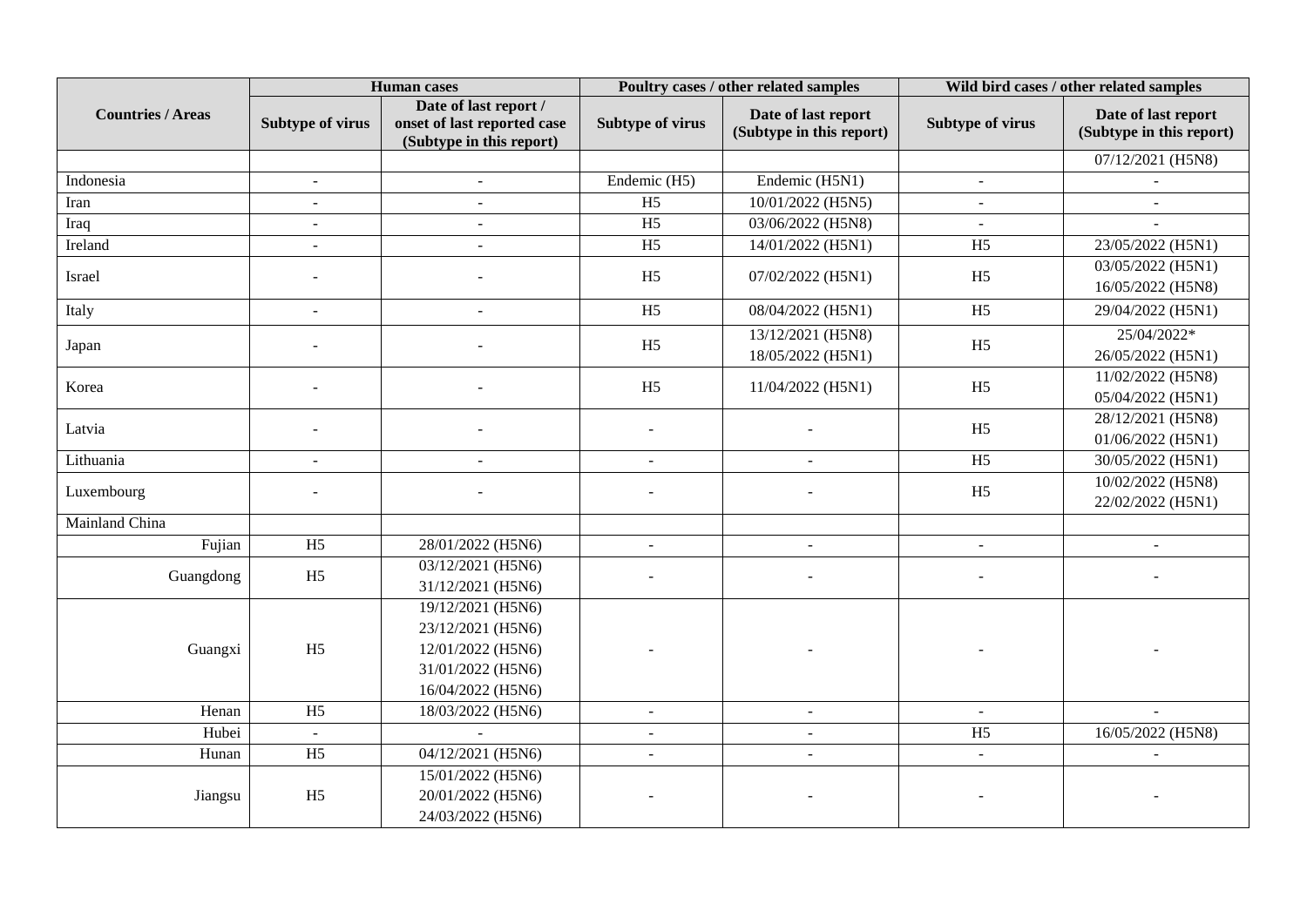| Countries / Areas | Human cases | | Poultry cases / other related samples | | Wild bird cases / other related samples | |
|---|---|---|---|---|---|---|
| | Subtype of virus | Date of last report / onset of last reported case (Subtype in this report) | Subtype of virus | Date of last report (Subtype in this report) | Subtype of virus | Date of last report (Subtype in this report) |
| | | | | | | 07/12/2021 (H5N8) |
| Indonesia | - | - | Endemic (H5) | Endemic (H5N1) | - | - |
| Iran | - | - | H5 | 10/01/2022 (H5N5) | - | - |
| Iraq | - | - | H5 | 03/06/2022 (H5N8) | - | - |
| Ireland | - | - | H5 | 14/01/2022 (H5N1) | H5 | 23/05/2022 (H5N1) |
| Israel | - | - | H5 | 07/02/2022 (H5N1) | H5 | 03/05/2022 (H5N1)<br>16/05/2022 (H5N8) |
| Italy | - | - | H5 | 08/04/2022 (H5N1) | H5 | 29/04/2022 (H5N1) |
| Japan | - | - | H5 | 13/12/2021 (H5N8)<br>18/05/2022 (H5N1) | H5 | 25/04/2022*<br>26/05/2022 (H5N1) |
| Korea | - | - | H5 | 11/04/2022 (H5N1) | H5 | 11/02/2022 (H5N8)<br>05/04/2022 (H5N1) |
| Latvia | - | - | - | - | H5 | 28/12/2021 (H5N8)<br>01/06/2022 (H5N1) |
| Lithuania | - | - | - | - | H5 | 30/05/2022 (H5N1) |
| Luxembourg | - | - | - | - | H5 | 10/02/2022 (H5N8)<br>22/02/2022 (H5N1) |
| Mainland China | | | | | | |
| Fujian | H5 | 28/01/2022 (H5N6) | - | - | - | - |
| Guangdong | H5 | 03/12/2021 (H5N6)<br>31/12/2021 (H5N6) | - | - | - | - |
| Guangxi | H5 | 19/12/2021 (H5N6)<br>23/12/2021 (H5N6)<br>12/01/2022 (H5N6)<br>31/01/2022 (H5N6)<br>16/04/2022 (H5N6) | - | - | - | - |
| Henan | H5 | 18/03/2022 (H5N6) | - | - | - | - |
| Hubei | - | - | - | - | H5 | 16/05/2022 (H5N8) |
| Hunan | H5 | 04/12/2021 (H5N6) | - | - | - | - |
| Jiangsu | H5 | 15/01/2022 (H5N6)<br>20/01/2022 (H5N6)<br>24/03/2022 (H5N6) | - | - | - | - |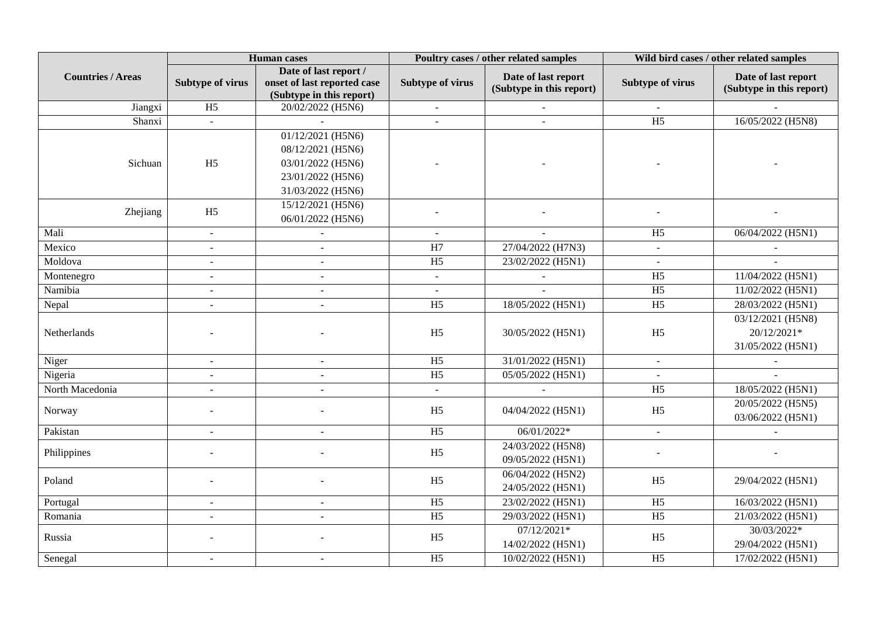| Countries / Areas | Human cases | | Poultry cases / other related samples | | Wild bird cases / other related samples | |
|---|---|---|---|---|---|---|
| | Subtype of virus | Date of last report / onset of last reported case (Subtype in this report) | Subtype of virus | Date of last report (Subtype in this report) | Subtype of virus | Date of last report (Subtype in this report) |
| Jiangxi | H5 | 20/02/2022 (H5N6) | - | - | - | - |
| Shanxi | - | - | - | - | H5 | 16/05/2022 (H5N8) |
| Sichuan | H5 | 01/12/2021 (H5N6)<br>08/12/2021 (H5N6)<br>03/01/2022 (H5N6)<br>23/01/2022 (H5N6)<br>31/03/2022 (H5N6) | - | - | - | - |
| Zhejiang | H5 | 15/12/2021 (H5N6)<br>06/01/2022 (H5N6) | - | - | - | - |
| Mali | - | - | - | - | H5 | 06/04/2022 (H5N1) |
| Mexico | - | - | H7 | 27/04/2022 (H7N3) | - | - |
| Moldova | - | - | H5 | 23/02/2022 (H5N1) | - | - |
| Montenegro | - | - | - | - | H5 | 11/04/2022 (H5N1) |
| Namibia | - | - | - | - | H5 | 11/02/2022 (H5N1) |
| Nepal | - | - | H5 | 18/05/2022 (H5N1) | H5 | 28/03/2022 (H5N1) |
| Netherlands | - | - | H5 | 30/05/2022 (H5N1) | H5 | 03/12/2021 (H5N8)<br>20/12/2021*<br>31/05/2022 (H5N1) |
| Niger | - | - | H5 | 31/01/2022 (H5N1) | - | - |
| Nigeria | - | - | H5 | 05/05/2022 (H5N1) | - | - |
| North Macedonia | - | - | - | - | H5 | 18/05/2022 (H5N1) |
| Norway | - | - | H5 | 04/04/2022 (H5N1) | H5 | 20/05/2022 (H5N5)<br>03/06/2022 (H5N1) |
| Pakistan | - | - | H5 | 06/01/2022* | - | - |
| Philippines | - | - | H5 | 24/03/2022 (H5N8)<br>09/05/2022 (H5N1) | - | - |
| Poland | - | - | H5 | 06/04/2022 (H5N2)<br>24/05/2022 (H5N1) | H5 | 29/04/2022 (H5N1) |
| Portugal | - | - | H5 | 23/02/2022 (H5N1) | H5 | 16/03/2022 (H5N1) |
| Romania | - | - | H5 | 29/03/2022 (H5N1) | H5 | 21/03/2022 (H5N1) |
| Russia | - | - | H5 | 07/12/2021*<br>14/02/2022 (H5N1) | H5 | 30/03/2022*<br>29/04/2022 (H5N1) |
| Senegal | - | - | H5 | 10/02/2022 (H5N1) | H5 | 17/02/2022 (H5N1) |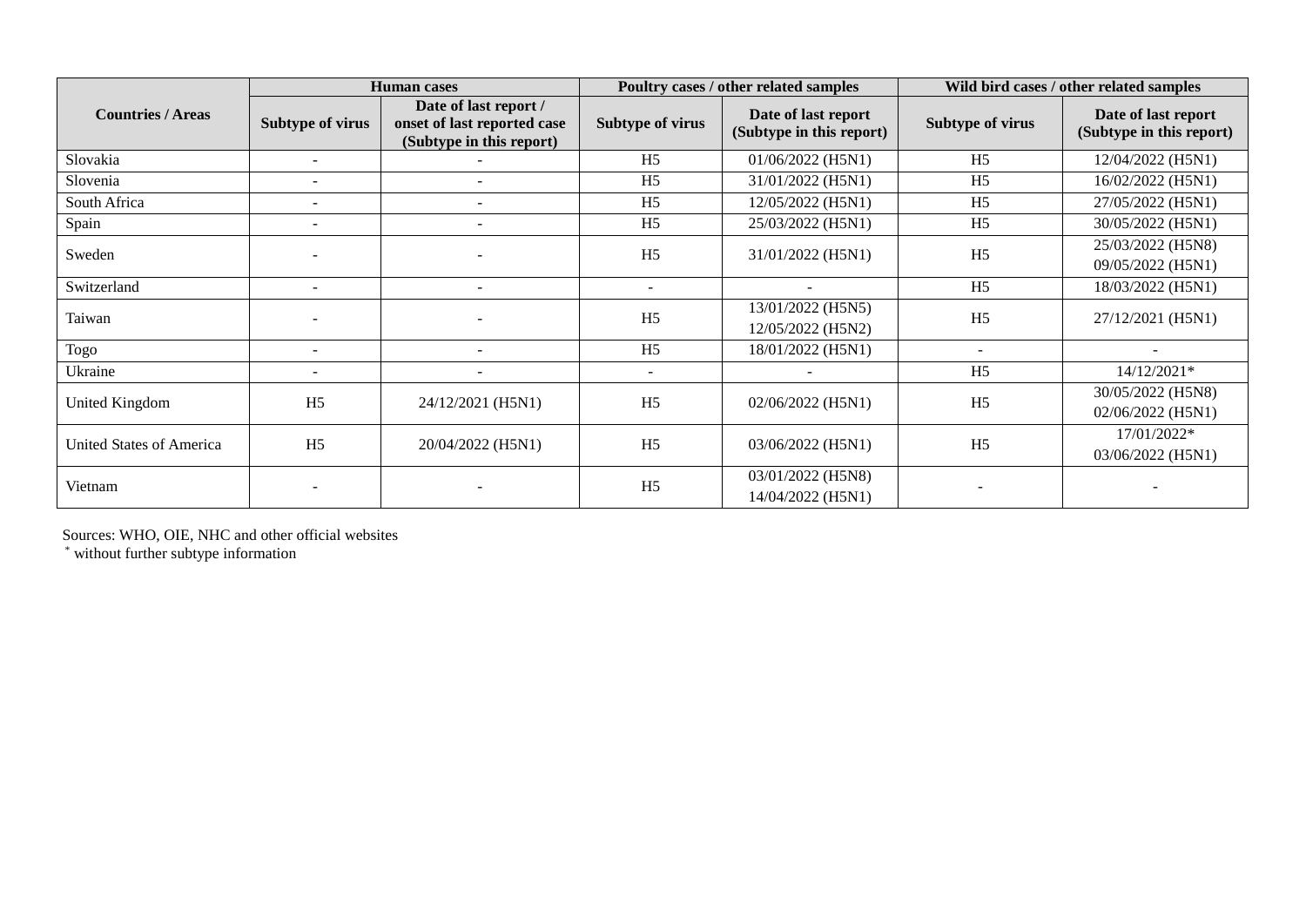| Countries / Areas | Human cases | | Poultry cases / other related samples | | Wild bird cases / other related samples | |
|---|---|---|---|---|---|---|
| | Subtype of virus | Date of last report / onset of last reported case (Subtype in this report) | Subtype of virus | Date of last report (Subtype in this report) | Subtype of virus | Date of last report (Subtype in this report) |
| Slovakia | - | - | H5 | 01/06/2022 (H5N1) | H5 | 12/04/2022 (H5N1) |
| Slovenia | - | - | H5 | 31/01/2022 (H5N1) | H5 | 16/02/2022 (H5N1) |
| South Africa | - | - | H5 | 12/05/2022 (H5N1) | H5 | 27/05/2022 (H5N1) |
| Spain | - | - | H5 | 25/03/2022 (H5N1) | H5 | 30/05/2022 (H5N1) |
| Sweden | - | - | H5 | 31/01/2022 (H5N1) | H5 | 25/03/2022 (H5N8)<br>09/05/2022 (H5N1) |
| Switzerland | - | - | - | - | H5 | 18/03/2022 (H5N1) |
| Taiwan | - | - | H5 | 13/01/2022 (H5N5)<br>12/05/2022 (H5N2) | H5 | 27/12/2021 (H5N1) |
| Togo | - | - | H5 | 18/01/2022 (H5N1) | - | - |
| Ukraine | - | - | - | - | H5 | 14/12/2021* |
| United Kingdom | H5 | 24/12/2021 (H5N1) | H5 | 02/06/2022 (H5N1) | H5 | 30/05/2022 (H5N8)<br>02/06/2022 (H5N1) |
| United States of America | H5 | 20/04/2022 (H5N1) | H5 | 03/06/2022 (H5N1) | H5 | 17/01/2022*<br>03/06/2022 (H5N1) |
| Vietnam | - | - | H5 | 03/01/2022 (H5N8)<br>14/04/2022 (H5N1) | - | - |

Sources: WHO, OIE, NHC and other official websites

* without further subtype information